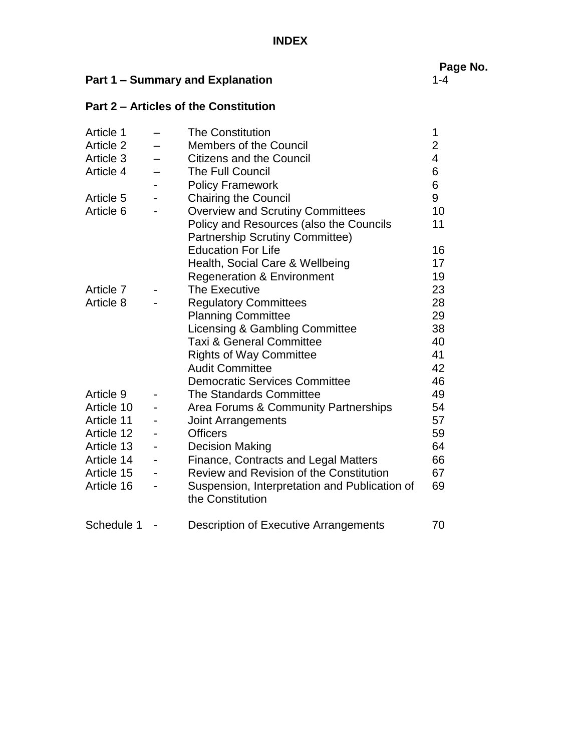# INDEX

| | | | Page No. |
|---|---|---|---|
| **Part 1 – Summary and Explanation** | | | 1-4 |
| **Part 2 – Articles of the Constitution** | | | |
| Article 1 | – | The Constitution | 1 |
| Article 2 | – | Members of the Council | 2 |
| Article 3 | – | Citizens and the Council | 4 |
| Article 4 | – | The Full Council | 6 |
| | - | Policy Framework | 6 |
| Article 5 | - | Chairing the Council | 9 |
| Article 6 | - | Overview and Scrutiny Committees | 10 |
| | | Policy and Resources (also the Councils Partnership Scrutiny Committee) | 11 |
| | | Education For Life | 16 |
| | | Health, Social Care & Wellbeing | 17 |
| | | Regeneration & Environment | 19 |
| Article 7 | - | The Executive | 23 |
| Article 8 | - | Regulatory Committees | 28 |
| | | Planning Committee | 29 |
| | | Licensing & Gambling Committee | 38 |
| | | Taxi & General Committee | 40 |
| | | Rights of Way Committee | 41 |
| | | Audit Committee | 42 |
| | | Democratic Services Committee | 46 |
| Article 9 | - | The Standards Committee | 49 |
| Article 10 | - | Area Forums & Community Partnerships | 54 |
| Article 11 | - | Joint Arrangements | 57 |
| Article 12 | - | Officers | 59 |
| Article 13 | - | Decision Making | 64 |
| Article 14 | - | Finance, Contracts and Legal Matters | 66 |
| Article 15 | - | Review and Revision of the Constitution | 67 |
| Article 16 | - | Suspension, Interpretation and Publication of the Constitution | 69 |
| Schedule 1 | - | Description of Executive Arrangements | 70 |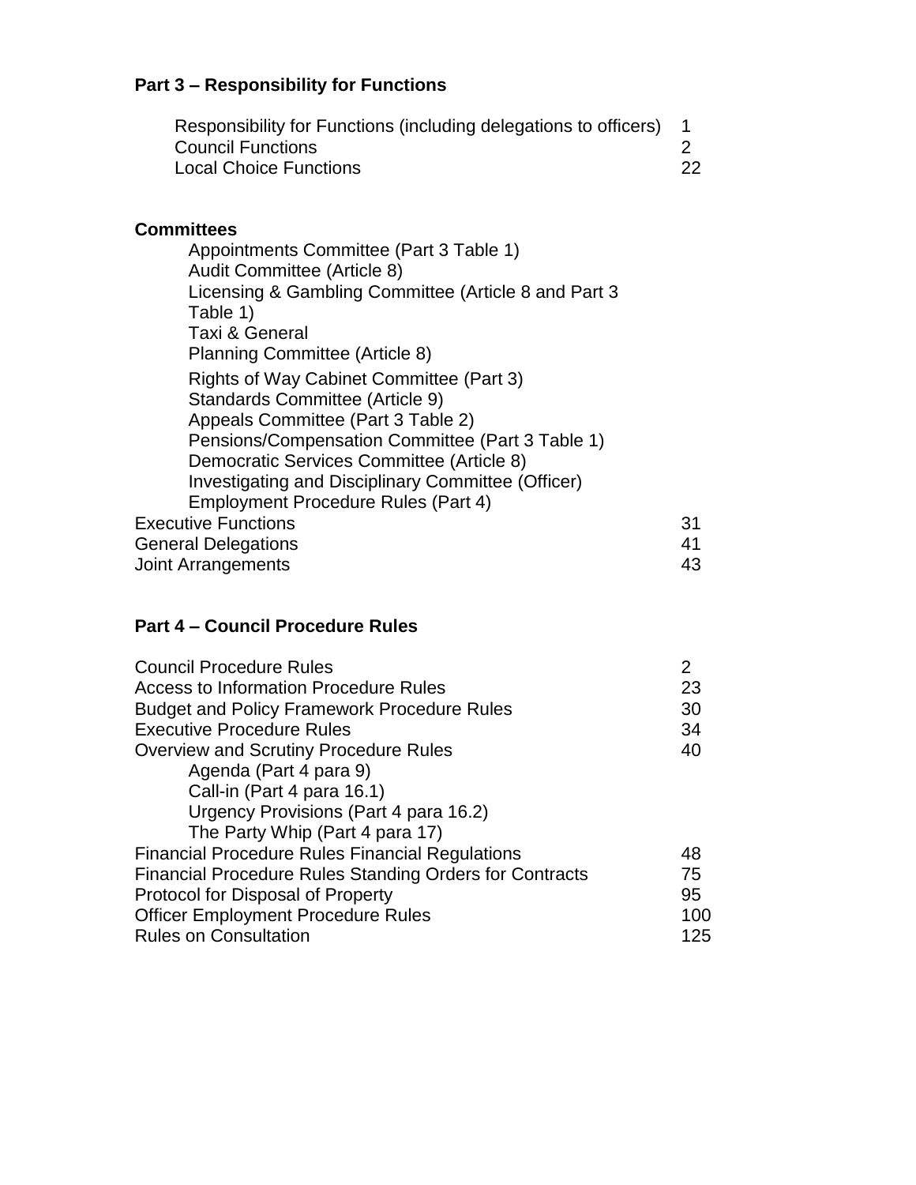## Part 3 – Responsibility for Functions

| | |
|---|---|
| Responsibility for Functions (including delegations to officers) | 1 |
| Council Functions | 2 |
| Local Choice Functions | 22 |

### Committees

- Appointments Committee (Part 3 Table 1)
- Audit Committee (Article 8)
- Licensing & Gambling Committee (Article 8 and Part 3 Table 1)
- Taxi & General
- Planning Committee (Article 8)
- Rights of Way Cabinet Committee (Part 3)
- Standards Committee (Article 9)
- Appeals Committee (Part 3 Table 2)
- Pensions/Compensation Committee (Part 3 Table 1)
- Democratic Services Committee (Article 8)
- Investigating and Disciplinary Committee (Officer)
- Employment Procedure Rules (Part 4)

| | |
|---|---|
| Executive Functions | 31 |
| General Delegations | 41 |
| Joint Arrangements | 43 |

## Part 4 – Council Procedure Rules

| | |
|---|---|
| Council Procedure Rules | 2 |
| Access to Information Procedure Rules | 23 |
| Budget and Policy Framework Procedure Rules | 30 |
| Executive Procedure Rules | 34 |
| Overview and Scrutiny Procedure Rules | 40 |
| Agenda (Part 4 para 9) | |
| Call-in (Part 4 para 16.1) | |
| Urgency Provisions (Part 4 para 16.2) | |
| The Party Whip (Part 4 para 17) | |
| Financial Procedure Rules Financial Regulations | 48 |
| Financial Procedure Rules Standing Orders for Contracts | 75 |
| Protocol for Disposal of Property | 95 |
| Officer Employment Procedure Rules | 100 |
| Rules on Consultation | 125 |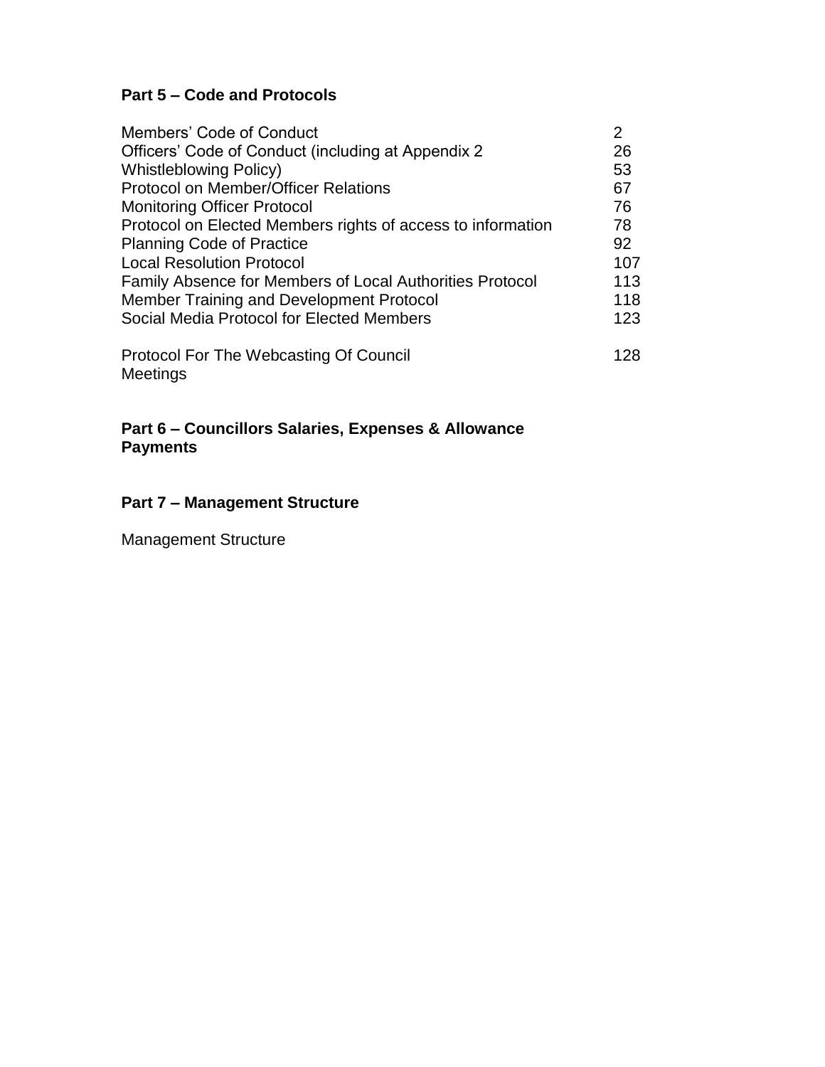**Part 5 – Code and Protocols**

| | |
|---|---|
| Members' Code of Conduct | 2 |
| Officers' Code of Conduct (including at Appendix 2 | 26 |
| Whistleblowing Policy) | 53 |
| Protocol on Member/Officer Relations | 67 |
| Monitoring Officer Protocol | 76 |
| Protocol on Elected Members rights of access to information | 78 |
| Planning Code of Practice | 92 |
| Local Resolution Protocol | 107 |
| Family Absence for Members of Local Authorities Protocol | 113 |
| Member Training and Development Protocol | 118 |
| Social Media Protocol for Elected Members | 123 |
| Protocol For The Webcasting Of Council Meetings | 128 |

**Part 6 – Councillors Salaries, Expenses & Allowance Payments**

**Part 7 – Management Structure**

Management Structure